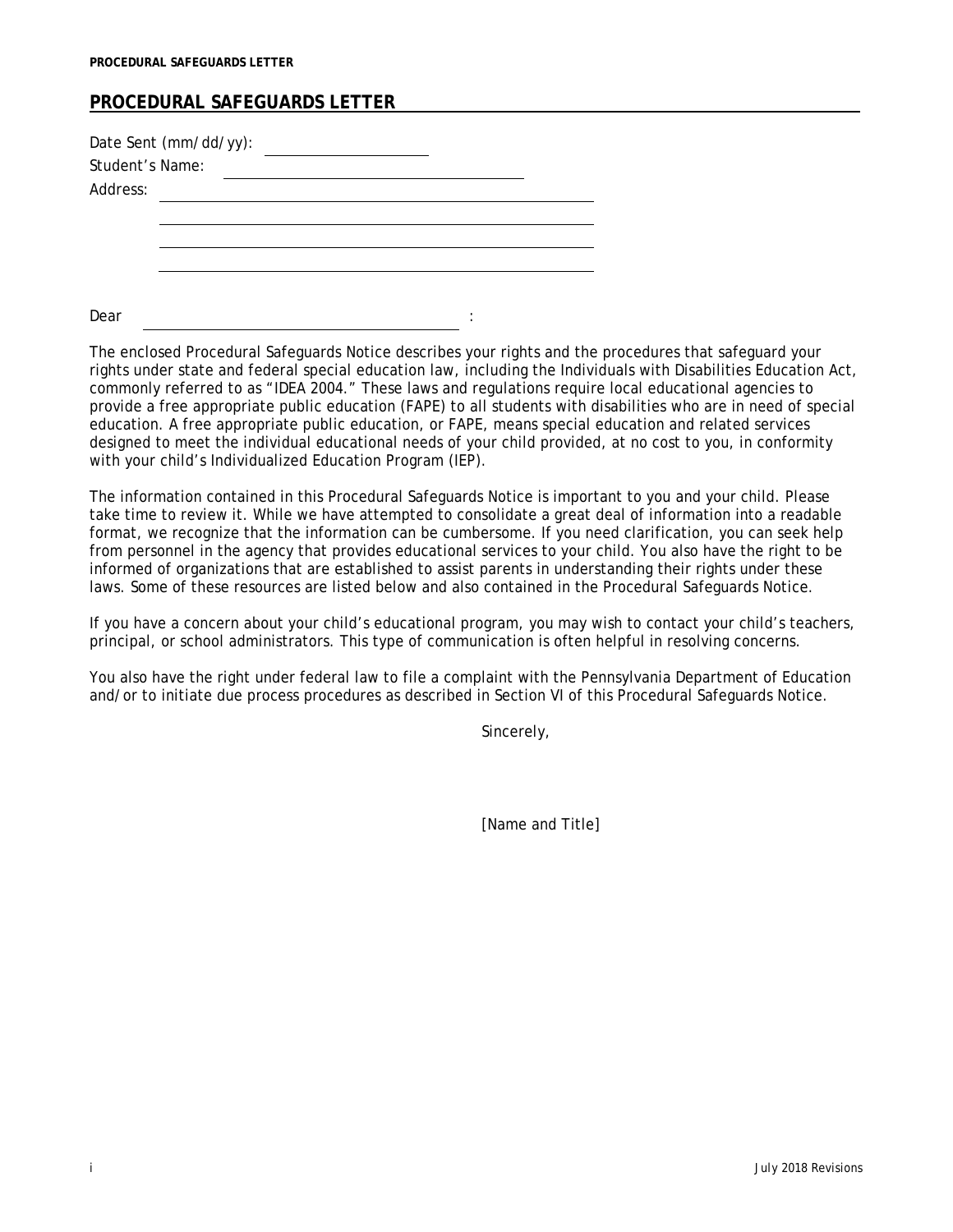## PROCEDURAL SAFEGUARDS LETTER

Date Sent (mm/dd/yy): ____________________

Student's Name: ____________________________________

Address: ____________________________________________________

____________________________________________________

____________________________________________________

____________________________________________________

Dear ______________________________________:

The enclosed Procedural Safeguards Notice describes your rights and the procedures that safeguard your rights under state and federal special education law, including the Individuals with Disabilities Education Act, commonly referred to as "IDEA 2004." These laws and regulations require local educational agencies to provide a free appropriate public education (FAPE) to all students with disabilities who are in need of special education. A free appropriate public education, or FAPE, means special education and related services designed to meet the individual educational needs of your child provided, at no cost to you, in conformity with your child's Individualized Education Program (IEP).

The information contained in this Procedural Safeguards Notice is important to you and your child. Please take time to review it. While we have attempted to consolidate a great deal of information into a readable format, we recognize that the information can be cumbersome. If you need clarification, you can seek help from personnel in the agency that provides educational services to your child. You also have the right to be informed of organizations that are established to assist parents in understanding their rights under these laws. Some of these resources are listed below and also contained in the Procedural Safeguards Notice.

If you have a concern about your child's educational program, you may wish to contact your child's teachers, principal, or school administrators. This type of communication is often helpful in resolving concerns.

You also have the right under federal law to file a complaint with the Pennsylvania Department of Education and/or to initiate due process procedures as described in Section VI of this Procedural Safeguards Notice.

Sincerely,

*[Name and Title]*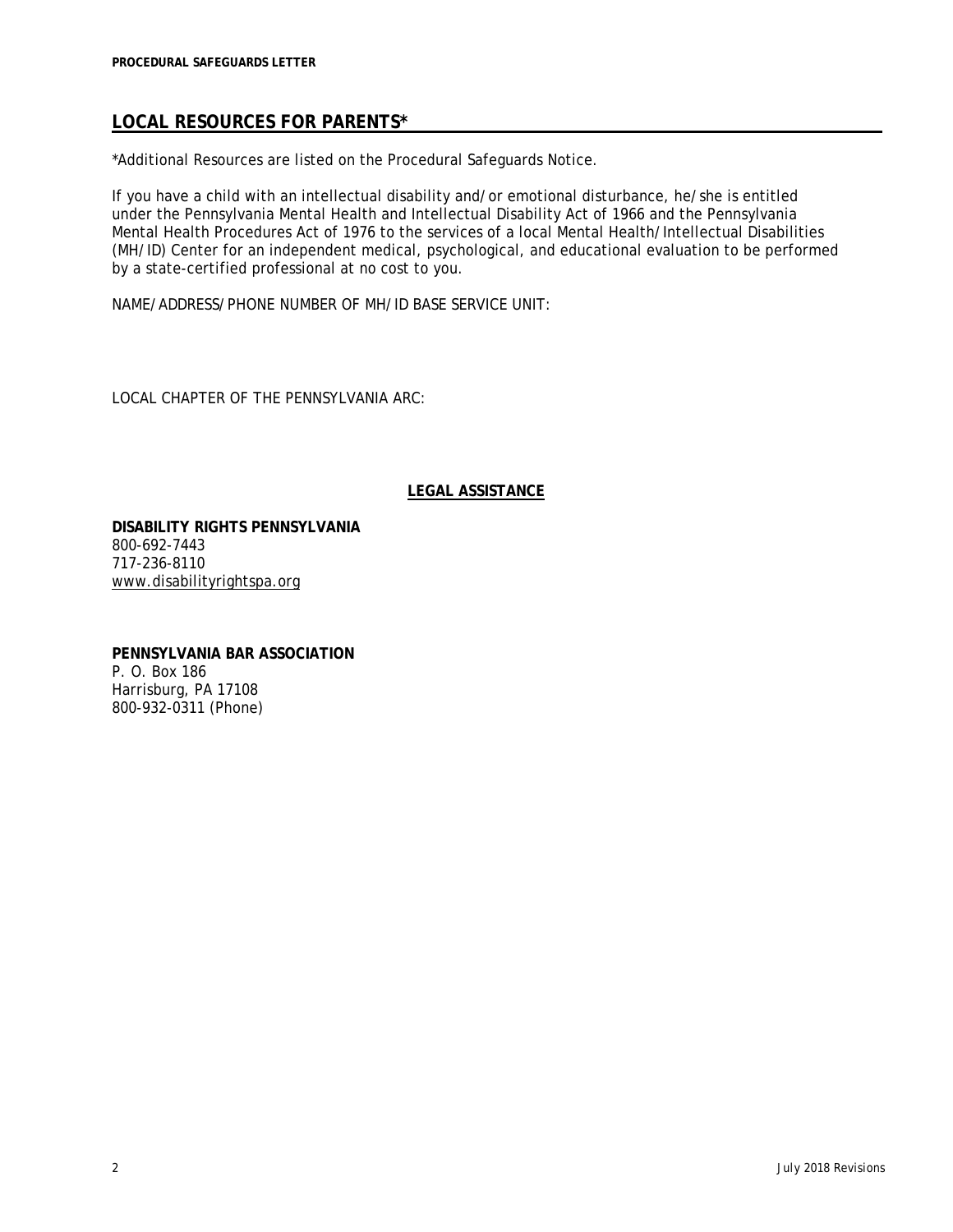## LOCAL RESOURCES FOR PARENTS*

*Additional Resources are listed on the Procedural Safeguards Notice.

If you have a child with an intellectual disability and/or emotional disturbance, he/she is entitled under the Pennsylvania Mental Health and Intellectual Disability Act of 1966 and the Pennsylvania Mental Health Procedures Act of 1976 to the services of a local Mental Health/Intellectual Disabilities (MH/ID) Center for an independent medical, psychological, and educational evaluation to be performed by a state-certified professional at no cost to you.

NAME/ADDRESS/PHONE NUMBER OF MH/ID BASE SERVICE UNIT:

LOCAL CHAPTER OF THE PENNSYLVANIA ARC:

### LEGAL ASSISTANCE

**DISABILITY RIGHTS PENNSYLVANIA**
800-692-7443
717-236-8110
www.disabilityrightspa.org

**PENNSYLVANIA BAR ASSOCIATION**
P. O. Box 186
Harrisburg, PA 17108
800-932-0311 (Phone)